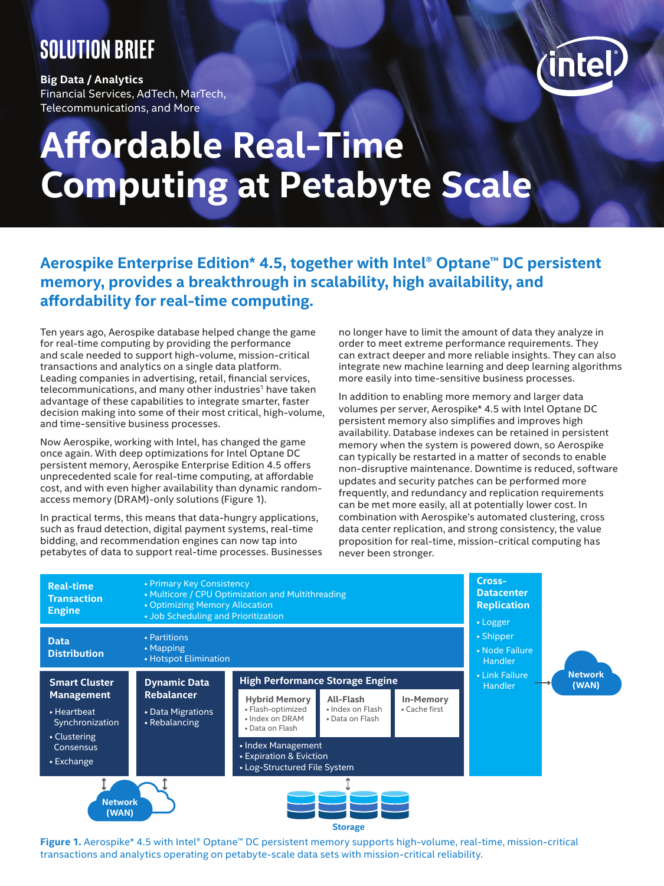SOLUTION BRIEF

**Big Data / Analytics**
Financial Services, AdTech, MarTech, Telecommunications, and More

# Affordable Real-Time Computing at Petabyte Scale

## Aerospike Enterprise Edition* 4.5, together with Intel® Optane™ DC persistent memory, provides a breakthrough in scalability, high availability, and affordability for real-time computing.

Ten years ago, Aerospike database helped change the game for real-time computing by providing the performance and scale needed to support high-volume, mission-critical transactions and analytics on a single data platform. Leading companies in advertising, retail, financial services, telecommunications, and many other industries[1] have taken advantage of these capabilities to integrate smarter, faster decision making into some of their most critical, high-volume, and time-sensitive business processes.

Now Aerospike, working with Intel, has changed the game once again. With deep optimizations for Intel Optane DC persistent memory, Aerospike Enterprise Edition 4.5 offers unprecedented scale for real-time computing, at affordable cost, and with even higher availability than dynamic random-access memory (DRAM)-only solutions (Figure 1).

In practical terms, this means that data-hungry applications, such as fraud detection, digital payment systems, real-time bidding, and recommendation engines can now tap into petabytes of data to support real-time processes. Businesses no longer have to limit the amount of data they analyze in order to meet extreme performance requirements. They can extract deeper and more reliable insights. They can also integrate new machine learning and deep learning algorithms more easily into time-sensitive business processes.

In addition to enabling more memory and larger data volumes per server, Aerospike* 4.5 with Intel Optane DC persistent memory also simplifies and improves high availability. Database indexes can be retained in persistent memory when the system is powered down, so Aerospike can typically be restarted in a matter of seconds to enable non-disruptive maintenance. Downtime is reduced, software updates and security patches can be performed more frequently, and redundancy and replication requirements can be met more easily, all at potentially lower cost. In combination with Aerospike's automated clustering, cross data center replication, and strong consistency, the value proposition for real-time, mission-critical computing has never been stronger.

**Real-time Transaction Engine**
- Primary Key Consistency
- Multicore / CPU Optimization and Multithreading
- Optimizing Memory Allocation
- Job Scheduling and Prioritization

**Data Distribution**
- Partitions
- Mapping
- Hotspot Elimination

**Smart Cluster Management**
- Heartbeat Synchronization
- Clustering Consensus
- Exchange

**Dynamic Data Rebalancer**
- Data Migrations
- Rebalancing

**High Performance Storage Engine**

- **Hybrid Memory**
  - Flash-optimized
  - Index on DRAM
  - Data on Flash
- **All-Flash**
  - Index on Flash
  - Data on Flash
- **In-Memory**
  - Cache first

- Index Management
- Expiration & Eviction
- Log-Structured File System

**Cross-Datacenter Replication**
- Logger
- Shipper
- Node Failure Handler
- Link Failure Handler

Network (WAN)

Network (WAN)

Storage

**Figure 1.** Aerospike* 4.5 with Intel® Optane™ DC persistent memory supports high-volume, real-time, mission-critical transactions and analytics operating on petabyte-scale data sets with mission-critical reliability.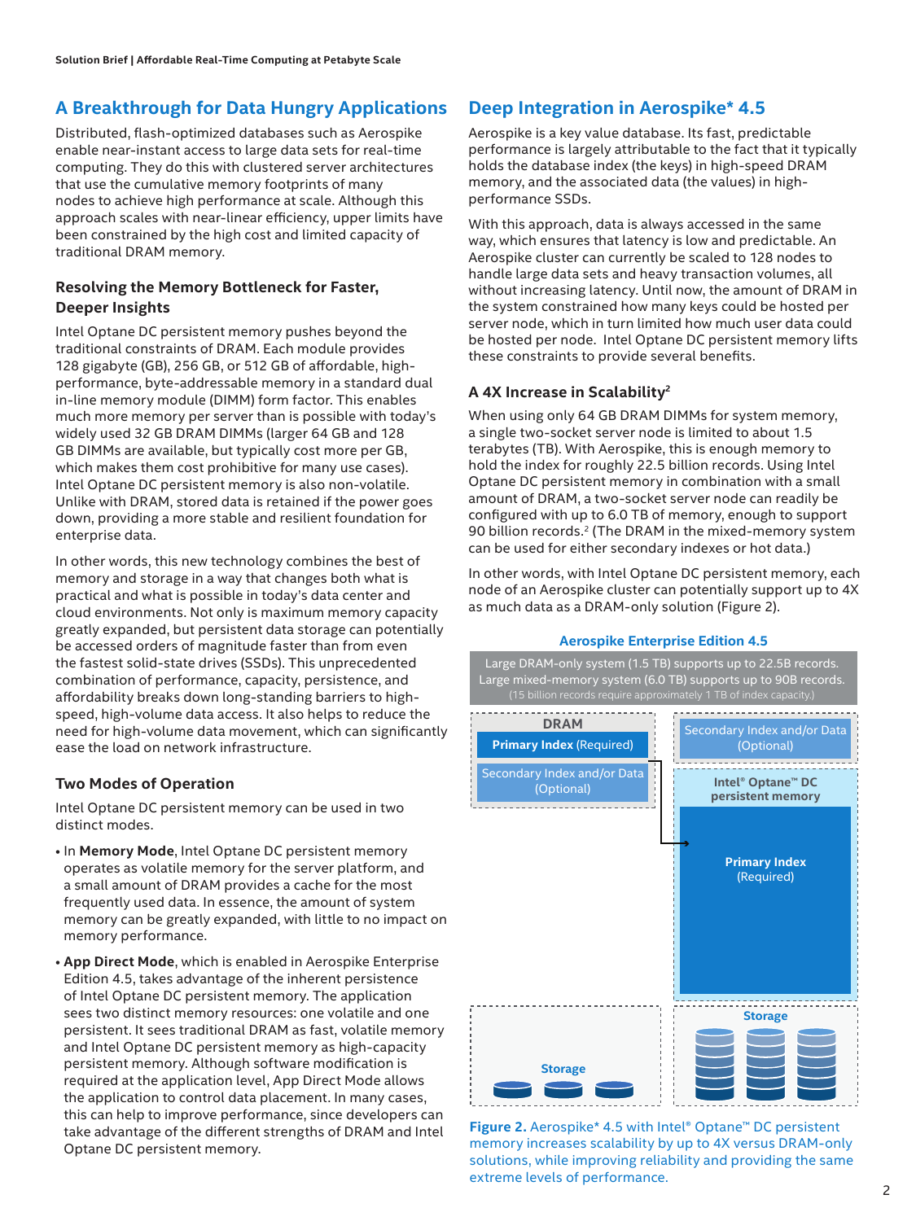## A Breakthrough for Data Hungry Applications

Distributed, flash-optimized databases such as Aerospike enable near-instant access to large data sets for real-time computing. They do this with clustered server architectures that use the cumulative memory footprints of many nodes to achieve high performance at scale. Although this approach scales with near-linear efficiency, upper limits have been constrained by the high cost and limited capacity of traditional DRAM memory.

### Resolving the Memory Bottleneck for Faster, Deeper Insights

Intel Optane DC persistent memory pushes beyond the traditional constraints of DRAM. Each module provides 128 gigabyte (GB), 256 GB, or 512 GB of affordable, high-performance, byte-addressable memory in a standard dual in-line memory module (DIMM) form factor. This enables much more memory per server than is possible with today's widely used 32 GB DRAM DIMMs (larger 64 GB and 128 GB DIMMs are available, but typically cost more per GB, which makes them cost prohibitive for many use cases). Intel Optane DC persistent memory is also non-volatile. Unlike with DRAM, stored data is retained if the power goes down, providing a more stable and resilient foundation for enterprise data.

In other words, this new technology combines the best of memory and storage in a way that changes both what is practical and what is possible in today's data center and cloud environments. Not only is maximum memory capacity greatly expanded, but persistent data storage can potentially be accessed orders of magnitude faster than from even the fastest solid-state drives (SSDs). This unprecedented combination of performance, capacity, persistence, and affordability breaks down long-standing barriers to high-speed, high-volume data access. It also helps to reduce the need for high-volume data movement, which can significantly ease the load on network infrastructure.

### Two Modes of Operation

Intel Optane DC persistent memory can be used in two distinct modes.

- In **Memory Mode**, Intel Optane DC persistent memory operates as volatile memory for the server platform, and a small amount of DRAM provides a cache for the most frequently used data. In essence, the amount of system memory can be greatly expanded, with little to no impact on memory performance.
- **App Direct Mode**, which is enabled in Aerospike Enterprise Edition 4.5, takes advantage of the inherent persistence of Intel Optane DC persistent memory. The application sees two distinct memory resources: one volatile and one persistent. It sees traditional DRAM as fast, volatile memory and Intel Optane DC persistent memory as high-capacity persistent memory. Although software modification is required at the application level, App Direct Mode allows the application to control data placement. In many cases, this can help to improve performance, since developers can take advantage of the different strengths of DRAM and Intel Optane DC persistent memory.

## Deep Integration in Aerospike* 4.5

Aerospike is a key value database. Its fast, predictable performance is largely attributable to the fact that it typically holds the database index (the keys) in high-speed DRAM memory, and the associated data (the values) in high-performance SSDs.

With this approach, data is always accessed in the same way, which ensures that latency is low and predictable. An Aerospike cluster can currently be scaled to 128 nodes to handle large data sets and heavy transaction volumes, all without increasing latency. Until now, the amount of DRAM in the system constrained how many keys could be hosted per server node, which in turn limited how much user data could be hosted per node. Intel Optane DC persistent memory lifts these constraints to provide several benefits.

### A 4X Increase in Scalability[2]

When using only 64 GB DRAM DIMMs for system memory, a single two-socket server node is limited to about 1.5 terabytes (TB). With Aerospike, this is enough memory to hold the index for roughly 22.5 billion records. Using Intel Optane DC persistent memory in combination with a small amount of DRAM, a two-socket server node can readily be configured with up to 6.0 TB of memory, enough to support 90 billion records.[2] (The DRAM in the mixed-memory system can be used for either secondary indexes or hot data.)

In other words, with Intel Optane DC persistent memory, each node of an Aerospike cluster can potentially support up to 4X as much data as a DRAM-only solution (Figure 2).

**Aerospike Enterprise Edition 4.5**

Large DRAM-only system (1.5 TB) supports up to 22.5B records.
Large mixed-memory system (6.0 TB) supports up to 90B records.
(15 billion records require approximately 1 TB of index capacity.)

DRAM: Primary Index (Required); Secondary Index and/or Data (Optional) — Storage

Secondary Index and/or Data (Optional); Intel® Optane™ DC persistent memory: Primary Index (Required) — Storage

**Figure 2.** Aerospike* 4.5 with Intel® Optane™ DC persistent memory increases scalability by up to 4X versus DRAM-only solutions, while improving reliability and providing the same extreme levels of performance.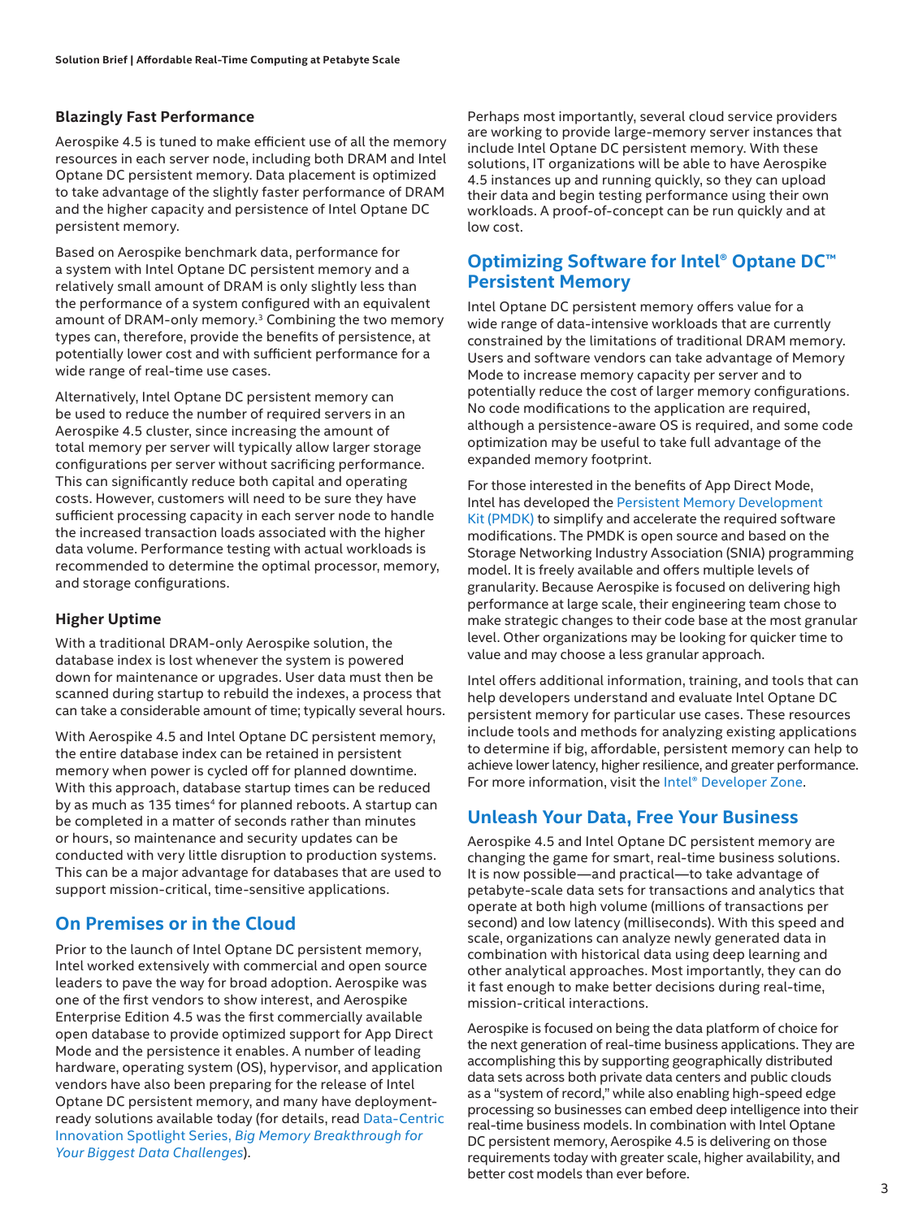### Blazingly Fast Performance

Aerospike 4.5 is tuned to make efficient use of all the memory resources in each server node, including both DRAM and Intel Optane DC persistent memory. Data placement is optimized to take advantage of the slightly faster performance of DRAM and the higher capacity and persistence of Intel Optane DC persistent memory.

Based on Aerospike benchmark data, performance for a system with Intel Optane DC persistent memory and a relatively small amount of DRAM is only slightly less than the performance of a system configured with an equivalent amount of DRAM-only memory.[3] Combining the two memory types can, therefore, provide the benefits of persistence, at potentially lower cost and with sufficient performance for a wide range of real-time use cases.

Alternatively, Intel Optane DC persistent memory can be used to reduce the number of required servers in an Aerospike 4.5 cluster, since increasing the amount of total memory per server will typically allow larger storage configurations per server without sacrificing performance. This can significantly reduce both capital and operating costs. However, customers will need to be sure they have sufficient processing capacity in each server node to handle the increased transaction loads associated with the higher data volume. Performance testing with actual workloads is recommended to determine the optimal processor, memory, and storage configurations.

### Higher Uptime

With a traditional DRAM-only Aerospike solution, the database index is lost whenever the system is powered down for maintenance or upgrades. User data must then be scanned during startup to rebuild the indexes, a process that can take a considerable amount of time; typically several hours.

With Aerospike 4.5 and Intel Optane DC persistent memory, the entire database index can be retained in persistent memory when power is cycled off for planned downtime. With this approach, database startup times can be reduced by as much as 135 times[4] for planned reboots. A startup can be completed in a matter of seconds rather than minutes or hours, so maintenance and security updates can be conducted with very little disruption to production systems. This can be a major advantage for databases that are used to support mission-critical, time-sensitive applications.

## On Premises or in the Cloud

Prior to the launch of Intel Optane DC persistent memory, Intel worked extensively with commercial and open source leaders to pave the way for broad adoption. Aerospike was one of the first vendors to show interest, and Aerospike Enterprise Edition 4.5 was the first commercially available open database to provide optimized support for App Direct Mode and the persistence it enables. A number of leading hardware, operating system (OS), hypervisor, and application vendors have also been preparing for the release of Intel Optane DC persistent memory, and many have deployment-ready solutions available today (for details, read Data-Centric Innovation Spotlight Series, *Big Memory Breakthrough for Your Biggest Data Challenges*).

Perhaps most importantly, several cloud service providers are working to provide large-memory server instances that include Intel Optane DC persistent memory. With these solutions, IT organizations will be able to have Aerospike 4.5 instances up and running quickly, so they can upload their data and begin testing performance using their own workloads. A proof-of-concept can be run quickly and at low cost.

## Optimizing Software for Intel® Optane DC™ Persistent Memory

Intel Optane DC persistent memory offers value for a wide range of data-intensive workloads that are currently constrained by the limitations of traditional DRAM memory. Users and software vendors can take advantage of Memory Mode to increase memory capacity per server and to potentially reduce the cost of larger memory configurations. No code modifications to the application are required, although a persistence-aware OS is required, and some code optimization may be useful to take full advantage of the expanded memory footprint.

For those interested in the benefits of App Direct Mode, Intel has developed the Persistent Memory Development Kit (PMDK) to simplify and accelerate the required software modifications. The PMDK is open source and based on the Storage Networking Industry Association (SNIA) programming model. It is freely available and offers multiple levels of granularity. Because Aerospike is focused on delivering high performance at large scale, their engineering team chose to make strategic changes to their code base at the most granular level. Other organizations may be looking for quicker time to value and may choose a less granular approach.

Intel offers additional information, training, and tools that can help developers understand and evaluate Intel Optane DC persistent memory for particular use cases. These resources include tools and methods for analyzing existing applications to determine if big, affordable, persistent memory can help to achieve lower latency, higher resilience, and greater performance. For more information, visit the Intel® Developer Zone.

## Unleash Your Data, Free Your Business

Aerospike 4.5 and Intel Optane DC persistent memory are changing the game for smart, real-time business solutions. It is now possible—and practical—to take advantage of petabyte-scale data sets for transactions and analytics that operate at both high volume (millions of transactions per second) and low latency (milliseconds). With this speed and scale, organizations can analyze newly generated data in combination with historical data using deep learning and other analytical approaches. Most importantly, they can do it fast enough to make better decisions during real-time, mission-critical interactions.

Aerospike is focused on being the data platform of choice for the next generation of real-time business applications. They are accomplishing this by supporting geographically distributed data sets across both private data centers and public clouds as a "system of record," while also enabling high-speed edge processing so businesses can embed deep intelligence into their real-time business models. In combination with Intel Optane DC persistent memory, Aerospike 4.5 is delivering on those requirements today with greater scale, higher availability, and better cost models than ever before.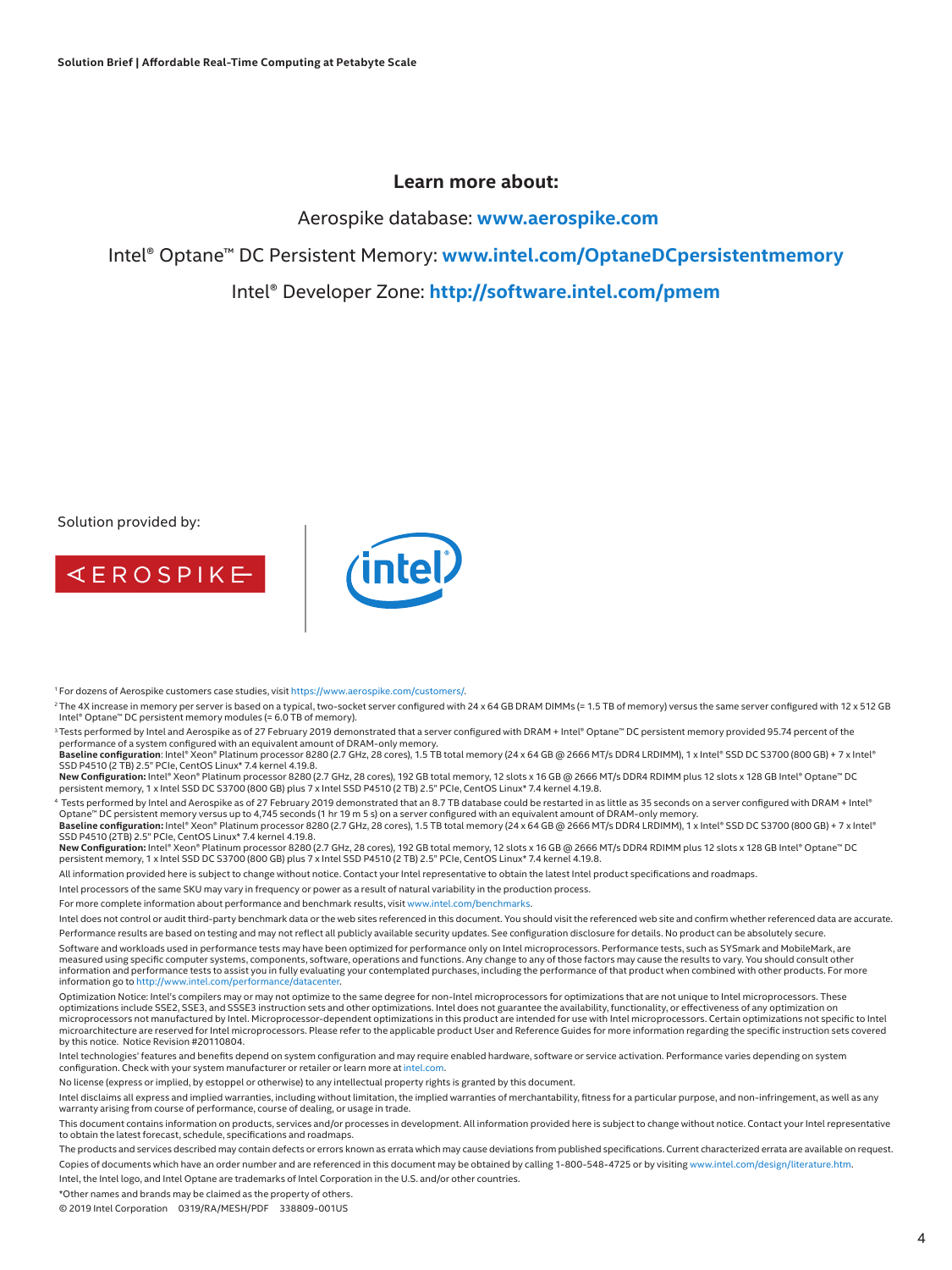## Learn more about:

Aerospike database: **www.aerospike.com**

Intel® Optane™ DC Persistent Memory: **www.intel.com/OptaneDCpersistentmemory**

Intel® Developer Zone: **http://software.intel.com/pmem**

Solution provided by:

[1] For dozens of Aerospike customers case studies, visit https://www.aerospike.com/customers/.

[2] The 4X increase in memory per server is based on a typical, two-socket server configured with 24 x 64 GB DRAM DIMMs (= 1.5 TB of memory) versus the same server configured with 12 x 512 GB Intel® Optane™ DC persistent memory modules (= 6.0 TB of memory).

[3] Tests performed by Intel and Aerospike as of 27 February 2019 demonstrated that a server configured with DRAM + Intel® Optane™ DC persistent memory provided 95.74 percent of the performance of a system configured with an equivalent amount of DRAM-only memory.
**Baseline configuration**: Intel® Xeon® Platinum processor 8280 (2.7 GHz, 28 cores), 1.5 TB total memory (24 x 64 GB @ 2666 MT/s DDR4 LRDIMM), 1 x Intel® SSD DC S3700 (800 GB) + 7 x Intel® SSD P4510 (2 TB) 2.5" PCIe, CentOS Linux* 7.4 kernel 4.19.8.
**New Configuration:** Intel® Xeon® Platinum processor 8280 (2.7 GHz, 28 cores), 192 GB total memory, 12 slots x 16 GB @ 2666 MT/s DDR4 RDIMM plus 12 slots x 128 GB Intel® Optane™ DC persistent memory, 1 x Intel SSD DC S3700 (800 GB) plus 7 x Intel SSD P4510 (2 TB) 2.5" PCIe, CentOS Linux* 7.4 kernel 4.19.8.

[4] Tests performed by Intel and Aerospike as of 27 February 2019 demonstrated that an 8.7 TB database could be restarted in as little as 35 seconds on a server configured with DRAM + Intel® Optane™ DC persistent memory versus up to 4,745 seconds (1 hr 19 m 5 s) on a server configured with an equivalent amount of DRAM-only memory.
**Baseline configuration:** Intel® Xeon® Platinum processor 8280 (2.7 GHz, 28 cores), 1.5 TB total memory (24 x 64 GB @ 2666 MT/s DDR4 LRDIMM), 1 x Intel® SSD DC S3700 (800 GB) + 7 x Intel® SSD P4510 (2TB) 2.5" PCIe, CentOS Linux* 7.4 kernel 4.19.8.
**New Configuration:** Intel® Xeon® Platinum processor 8280 (2.7 GHz, 28 cores), 192 GB total memory, 12 slots x 16 GB @ 2666 MT/s DDR4 RDIMM plus 12 slots x 128 GB Intel® Optane™ DC persistent memory, 1 x Intel SSD DC S3700 (800 GB) plus 7 x Intel SSD P4510 (2 TB) 2.5" PCIe, CentOS Linux* 7.4 kernel 4.19.8.

All information provided here is subject to change without notice. Contact your Intel representative to obtain the latest Intel product specifications and roadmaps.

Intel processors of the same SKU may vary in frequency or power as a result of natural variability in the production process.

For more complete information about performance and benchmark results, visit www.intel.com/benchmarks.

Intel does not control or audit third-party benchmark data or the web sites referenced in this document. You should visit the referenced web site and confirm whether referenced data are accurate.

Performance results are based on testing and may not reflect all publicly available security updates. See configuration disclosure for details. No product can be absolutely secure.

Software and workloads used in performance tests may have been optimized for performance only on Intel microprocessors. Performance tests, such as SYSmark and MobileMark, are measured using specific computer systems, components, software, operations and functions. Any change to any of those factors may cause the results to vary. You should consult other information and performance tests to assist you in fully evaluating your contemplated purchases, including the performance of that product when combined with other products. For more information go to http://www.intel.com/performance/datacenter.

Optimization Notice: Intel's compilers may or may not optimize to the same degree for non-Intel microprocessors for optimizations that are not unique to Intel microprocessors. These optimizations include SSE2, SSE3, and SSSE3 instruction sets and other optimizations. Intel does not guarantee the availability, functionality, or effectiveness of any optimization on microprocessors not manufactured by Intel. Microprocessor-dependent optimizations in this product are intended for use with Intel microprocessors. Certain optimizations not specific to Intel microarchitecture are reserved for Intel microprocessors. Please refer to the applicable product User and Reference Guides for more information regarding the specific instruction sets covered by this notice. Notice Revision #20110804.

Intel technologies' features and benefits depend on system configuration and may require enabled hardware, software or service activation. Performance varies depending on system configuration. Check with your system manufacturer or retailer or learn more at intel.com.

No license (express or implied, by estoppel or otherwise) to any intellectual property rights is granted by this document.

Intel disclaims all express and implied warranties, including without limitation, the implied warranties of merchantability, fitness for a particular purpose, and non-infringement, as well as any warranty arising from course of performance, course of dealing, or usage in trade.

This document contains information on products, services and/or processes in development. All information provided here is subject to change without notice. Contact your Intel representative to obtain the latest forecast, schedule, specifications and roadmaps.

The products and services described may contain defects or errors known as errata which may cause deviations from published specifications. Current characterized errata are available on request.

Copies of documents which have an order number and are referenced in this document may be obtained by calling 1-800-548-4725 or by visiting www.intel.com/design/literature.htm.

Intel, the Intel logo, and Intel Optane are trademarks of Intel Corporation in the U.S. and/or other countries.

*Other names and brands may be claimed as the property of others.

© 2019 Intel Corporation 0319/RA/MESH/PDF 338809-001US